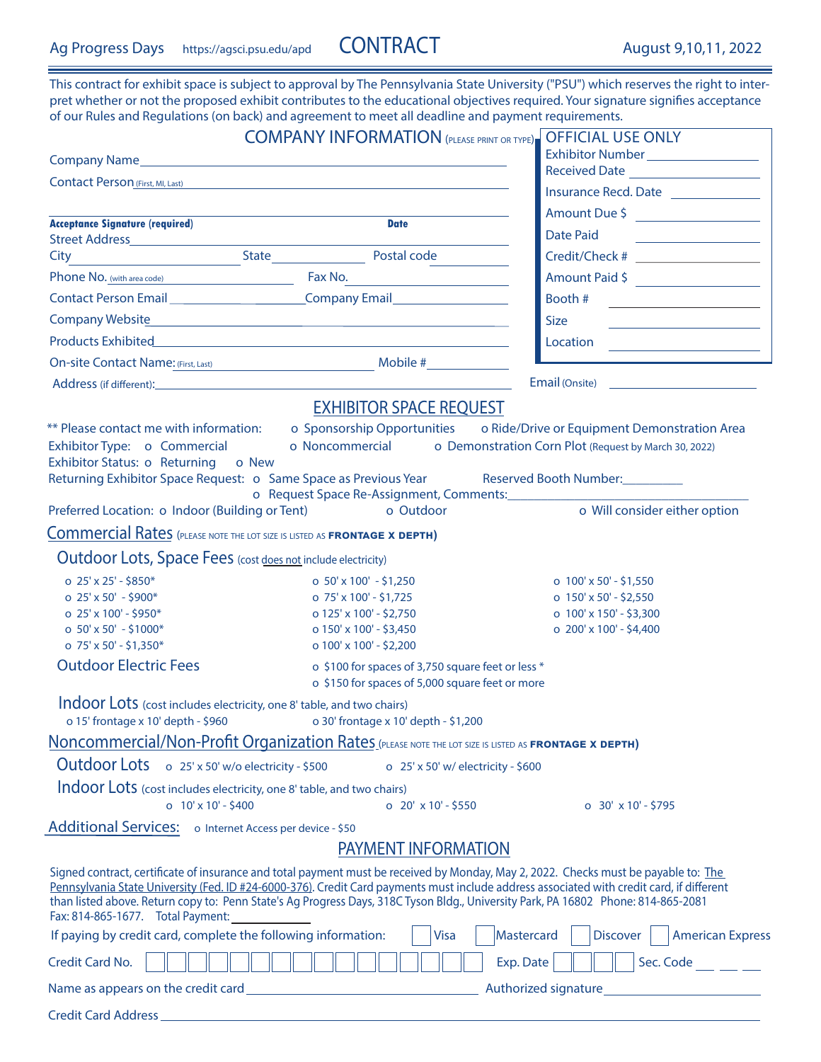Ag Progress Days https://agsci.psu.edu/apd

# CONTRACT

August 9,10,11, 2022

This contract for exhibit space is subject to approval by The Pennsylvania State University ("PSU") which reserves the right to interpret whether or not the proposed exhibit contributes to the educational objectives required. Your signature signifies acceptance of our Rules and Regulations (on back) and agreement to meet all deadline and payment requirements.

## COMPANY INFORMATION (PLEASE PRINT OR TYPE)

Company Name ______________________________

Contact Person (First, MI, Last) ______________________________

______________________________ ______________
**Acceptance Signature (required)** **Date**

Street Address ______________________________

City ______________ State ______________ Postal code ______________

Phone No. (with area code) ______________ Fax No. ______________

Contact Person Email ______________ Company Email ______________

Company Website ______________________________

Products Exhibited ______________________________

On-site Contact Name: (First, Last) ______________ Mobile # ______________

Address (if different): ______________________________

Email (Onsite) ______________

### OFFICIAL USE ONLY

Exhibitor Number ______________

Received Date ______________

Insurance Recd. Date ______________

Amount Due $ ______________

Date Paid ______________

Credit/Check # ______________

Amount Paid $ ______________

Booth # ______________

Size ______________

Location ______________

## EXHIBITOR SPACE REQUEST

** Please contact me with information: o Sponsorship Opportunities o Ride/Drive or Equipment Demonstration Area

Exhibitor Type: o Commercial o Noncommercial o Demonstration Corn Plot (Request by March 30, 2022)

Exhibitor Status: o Returning o New

Returning Exhibitor Space Request: o Same Space as Previous Year Reserved Booth Number: ________

o Request Space Re-Assignment, Comments: ______________________________

Preferred Location: o Indoor (Building or Tent) o Outdoor o Will consider either option

## Commercial Rates (PLEASE NOTE THE LOT SIZE IS LISTED AS **FRONTAGE X DEPTH**)

### Outdoor Lots, Space Fees (cost does not include electricity)

- o 25' x 25' - $850*
- o 25' x 50' - $900*
- o 25' x 100' - $950*
- o 50' x 50' - $1000*
- o 75' x 50' - $1,350*
- o 50' x 100' - $1,250
- o 75' x 100' - $1,725
- o 125' x 100' - $2,750
- o 150' x 100' - $3,450
- o 100' x 100' - $2,200
- o 100' x 50' - $1,550
- o 150' x 50' - $2,550
- o 100' x 150' - $3,300
- o 200' x 100' - $4,400

### Outdoor Electric Fees

- o $100 for spaces of 3,750 square feet or less *
- o $150 for spaces of 5,000 square feet or more

### Indoor Lots (cost includes electricity, one 8' table, and two chairs)

- o 15' frontage x 10' depth - $960
- o 30' frontage x 10' depth - $1,200

## Noncommercial/Non-Profit Organization Rates (PLEASE NOTE THE LOT SIZE IS LISTED AS **FRONTAGE X DEPTH**)

### Outdoor Lots

- o 25' x 50' w/o electricity - $500
- o 25' x 50' w/ electricity - $600

### Indoor Lots (cost includes electricity, one 8' table, and two chairs)

- o 10' x 10' - $400
- o 20' x 10' - $550
- o 30' x 10' - $795

## Additional Services:

- o Internet Access per device - $50

## PAYMENT INFORMATION

Signed contract, certificate of insurance and total payment must be received by Monday, May 2, 2022. Checks must be payable to: The Pennsylvania State University (Fed. ID #24-6000-376). Credit Card payments must include address associated with credit card, if different than listed above. Return copy to: Penn State's Ag Progress Days, 318C Tyson Bldg., University Park, PA 16802 Phone: 814-865-2081 Fax: 814-865-1677. Total Payment: ______________

If paying by credit card, complete the following information: ☐ Visa ☐ Mastercard ☐ Discover ☐ American Express

Credit Card No. ☐☐☐☐☐☐☐☐☐☐☐☐☐☐☐☐ Exp. Date ☐☐☐☐ Sec. Code ___ ___ ___

Name as appears on the credit card ______________ Authorized signature ______________

Credit Card Address ______________________________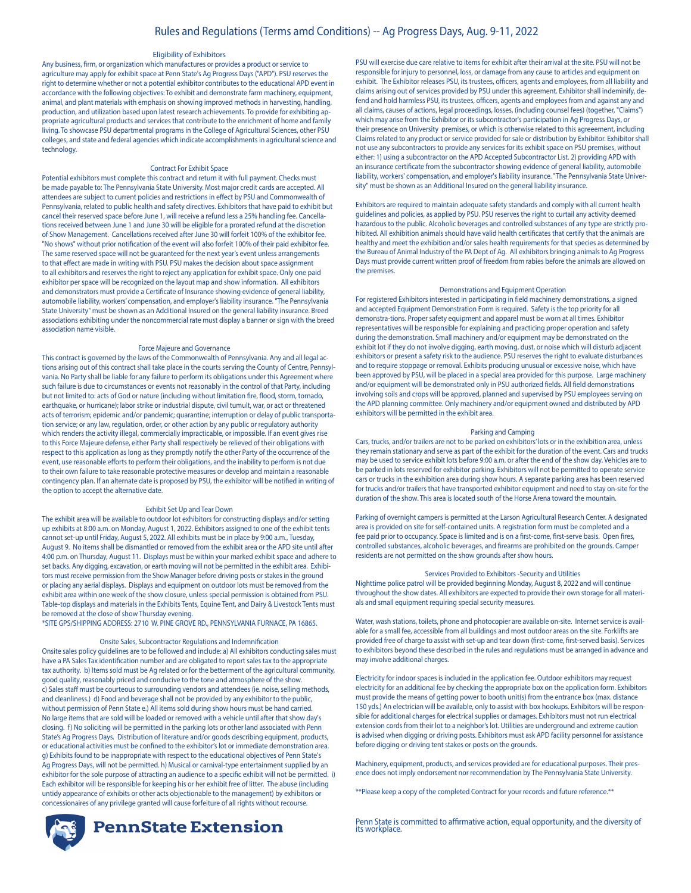# Rules and Regulations (Terms amd Conditions) -- Ag Progress Days, Aug. 9-11, 2022

## Eligibility of Exhibitors

Any business, firm, or organization which manufactures or provides a product or service to agriculture may apply for exhibit space at Penn State's Ag Progress Days ("APD"). PSU reserves the right to determine whether or not a potential exhibitor contributes to the educational APD event in accordance with the following objectives: To exhibit and demonstrate farm machinery, equipment, animal, and plant materials with emphasis on showing improved methods in harvesting, handling, production, and utilization based upon latest research achievements. To provide for exhibiting appropriate agricultural products and services that contribute to the enrichment of home and family living. To showcase PSU departmental programs in the College of Agricultural Sciences, other PSU colleges, and state and federal agencies which indicate accomplishments in agricultural science and technology.

## Contract For Exhibit Space

Potential exhibitors must complete this contract and return it with full payment. Checks must be made payable to: The Pennsylvania State University. Most major credit cards are accepted. All attendees are subject to current policies and restrictions in effect by PSU and Commonwealth of Pennsylvania, related to public health and safety directives. Exhibitors that have paid to exhibit but cancel their reserved space before June 1, will receive a refund less a 25% handling fee. Cancellations received between June 1 and June 30 will be eligible for a prorated refund at the discretion of Show Management. Cancellations received after June 30 will forfeit 100% of the exhibitor fee. "No shows" without prior notification of the event will also forfeit 100% of their paid exhibitor fee. The same reserved space will not be guaranteed for the next year's event unless arrangements to that effect are made in writing with PSU. PSU makes the decision about space assignment to all exhibitors and reserves the right to reject any application for exhibit space. Only one paid exhibitor per space will be recognized on the layout map and show information. All exhibitors and demonstrators must provide a Certificate of Insurance showing evidence of general liability, automobile liability, workers' compensation, and employer's liability insurance. "The Pennsylvania State University" must be shown as an Additional Insured on the general liability insurance. Breed associations exhibiting under the noncommercial rate must display a banner or sign with the breed association name visible.

## Force Majeure and Governance

This contract is governed by the laws of the Commonwealth of Pennsylvania. Any and all legal actions arising out of this contract shall take place in the courts serving the County of Centre, Pennsylvania. No Party shall be liable for any failure to perform its obligations under this Agreement where such failure is due to circumstances or events not reasonably in the control of that Party, including but not limited to: acts of God or nature (including without limitation fire, flood, storm, tornado, earthquake, or hurricane); labor strike or industrial dispute, civil tumult, war, or act or threatened acts of terrorism; epidemic and/or pandemic; quarantine; interruption or delay of public transportation service; or any law, regulation, order, or other action by any public or regulatory authority which renders the activity illegal, commercially impracticable, or impossible. If an event gives rise to this Force Majeure defense, either Party shall respectively be relieved of their obligations with respect to this application as long as they promptly notify the other Party of the occurrence of the event, use reasonable efforts to perform their obligations, and the inability to perform is not due to their own failure to take reasonable protective measures or develop and maintain a reasonable contingency plan. If an alternate date is proposed by PSU, the exhibitor will be notified in writing of the option to accept the alternative date.

## Exhibit Set Up and Tear Down

The exhibit area will be available to outdoor lot exhibitors for constructing displays and/or setting up exhibits at 8:00 a.m. on Monday, August 1, 2022. Exhibitors assigned to one of the exhibit tents cannot set-up until Friday, August 5, 2022. All exhibits must be in place by 9:00 a.m., Tuesday, August 9. No items shall be dismantled or removed from the exhibit area or the APD site until after 4:00 p.m. on Thursday, August 11. Displays must be within your marked exhibit space and adhere to set backs. Any digging, excavation, or earth moving will not be permitted in the exhibit area. Exhibitors must receive permission from the Show Manager before driving posts or stakes in the ground or placing any aerial displays. Displays and equipment on outdoor lots must be removed from the exhibit area within one week of the show closure, unless special permission is obtained from PSU. Table-top displays and materials in the Exhibits Tents, Equine Tent, and Dairy & Livestock Tents must be removed at the close of show Thursday evening.

*SITE GPS/SHIPPING ADDRESS: 2710 W. PINE GROVE RD., PENNSYLVANIA FURNACE, PA 16865.

## Onsite Sales, Subcontractor Regulations and Indemnification

Onsite sales policy guidelines are to be followed and include: a) All exhibitors conducting sales must have a PA Sales Tax identification number and are obligated to report sales tax to the appropriate tax authority. b) Items sold must be Ag related or for the betterment of the agricultural community, good quality, reasonably priced and conducive to the tone and atmosphere of the show. c) Sales staff must be courteous to surrounding vendors and attendees (ie. noise, selling methods, and cleanliness.) d) Food and beverage shall not be provided by any exhibitor to the public, without permission of Penn State e.) All items sold during show hours must be hand carried. No large items that are sold will be loaded or removed with a vehicle until after that show day's closing. f) No soliciting will be permitted in the parking lots or other land associated with Penn State's Ag Progress Days. Distribution of literature and/or goods describing equipment, products, or educational activities must be confined to the exhibitor's lot or immediate demonstration area. g) Exhibits found to be inappropriate with respect to the educational objectives of Penn State's Ag Progress Days, will not be permitted. h) Musical or carnival-type entertainment supplied by an exhibitor for the sole purpose of attracting an audience to a specific exhibit will not be permitted. i) Each exhibitor will be responsible for keeping his or her exhibit free of litter. The abuse (including untidy appearance of exhibits or other acts objectionable to the management) by exhibitors or concessionaires of any privilege granted will cause forfeiture of all rights without recourse.

PSU will exercise due care relative to items for exhibit after their arrival at the site. PSU will not be responsible for injury to personnel, loss, or damage from any cause to articles and equipment on exhibit. The Exhibitor releases PSU, its trustees, officers, agents and employees, from all liability and claims arising out of services provided by PSU under this agreement. Exhibitor shall indeminify, defend and hold harmless PSU, its trustees, officers, agents and employees from and against any and all claims, causes of actions, legal proceedings, losses, (including counsel fees) (together, "Claims") which may arise from the Exhibitor or its subcontractor's participation in Ag Progress Days, or their presence on University premises, or which is otherwise related to this agreeement, including Claims related to any product or service provided for sale or distribution by Exhibitor. Exhibitor shall not use any subcontractors to provide any services for its exhibit space on PSU premises, without either: 1) using a subcontractor on the APD Accepted Subcontractor List. 2) providing APD with an insurance certificate from the subcontractor showing evidence of general liability, automobile liability, workers' compensation, and employer's liability insurance. "The Pennsylvania State University" must be shown as an Additional Insured on the general liability insurance.

Exhibitors are required to maintain adequate safety standards and comply with all current health guidelines and policies, as applied by PSU. PSU reserves the right to curtail any activity deemed hazardous to the public. Alcoholic beverages and controlled substances of any type are strictly prohibited. All exhibition animals should have valid health certificates that certify that the animals are healthy and meet the exhibition and/or sales health requirements for that species as determined by the Bureau of Animal Industry of the PA Dept of Ag. All exhibitors bringing animals to Ag Progress Days must provide current written proof of freedom from rabies before the animals are allowed on the premises.

## Demonstrations and Equipment Operation

For registered Exhibitors interested in participating in field machinery demonstrations, a signed and accepted Equipment Demonstration Form is required. Safety is the top priority for all demonstra-tions. Proper safety equipment and apparel must be worn at all times. Exhibitor representatives will be responsible for explaining and practicing proper operation and safety during the demonstration. Small machinery and/or equipment may be demonstrated on the exhibit lot if they do not involve digging, earth moving, dust, or noise which will disturb adjacent exhibitors or present a safety risk to the audience. PSU reserves the right to evaluate disturbances and to require stoppage or removal. Exhibits producing unusual or excessive noise, which have been approved by PSU, will be placed in a special area provided for this purpose. Large machinery and/or equipment will be demonstrated only in PSU authorized fields. All field demonstrations involving soils and crops will be approved, planned and supervised by PSU employees serving on the APD planning committee. Only machinery and/or equipment owned and distributed by APD exhibitors will be permitted in the exhibit area.

## Parking and Camping

Cars, trucks, and/or trailers are not to be parked on exhibitors' lots or in the exhibition area, unless they remain stationary and serve as part of the exhibit for the duration of the event. Cars and trucks may be used to service exhibit lots before 9:00 a.m. or after the end of the show day. Vehicles are to be parked in lots reserved for exhibitor parking. Exhibitors will not be permitted to operate service cars or trucks in the exhibition area during show hours. A separate parking area has been reserved for trucks and/or trailers that have transported exhibitor equipment and need to stay on-site for the duration of the show. This area is located south of the Horse Arena toward the mountain.

Parking of overnight campers is permitted at the Larson Agricultural Research Center. A designated area is provided on site for self-contained units. A registration form must be completed and a fee paid prior to occupancy. Space is limited and is on a first-come, first-serve basis. Open fires, controlled substances, alcoholic beverages, and firearms are prohibited on the grounds. Camper residents are not permitted on the show grounds after show hours.

## Services Provided to Exhibitors -Security and Utilities

Nighttime police patrol will be provided beginning Monday, August 8, 2022 and will continue throughout the show dates. All exhibitors are expected to provide their own storage for all materials and small equipment requiring special security measures.

Water, wash stations, toilets, phone and photocopier are available on-site. Internet service is available for a small fee, accessible from all buildings and most outdoor areas on the site. Forklifts are provided free of charge to assist with set-up and tear down (first-come, first-served basis). Services to exhibitors beyond these described in the rules and regulations must be arranged in advance and may involve additional charges.

Electricity for indoor spaces is included in the application fee. Outdoor exhibitors may request electricity for an additional fee by checking the appropriate box on the application form. Exhibitors must provide the means of getting power to booth unit(s) from the entrance box (max. distance 150 yds.) An electrician will be available, only to assist with box hookups. Exhibitors will be responsibie for additional charges for electrical supplies or damages. Exhibitors must not run electrical extension cords from their lot to a neighbor's lot. Utilities are underground and extreme caution is advised when digging or driving posts. Exhibitors must ask APD facility personnel for assistance before digging or driving tent stakes or posts on the grounds.

Machinery, equipment, products, and services provided are for educational purposes. Their presence does not imply endorsement nor recommendation by The Pennsylvania State University.

**Please keep a copy of the completed Contract for your records and future reference.**

PennState Extension

Penn State is committed to affirmative action, equal opportunity, and the diversity of its workplace.